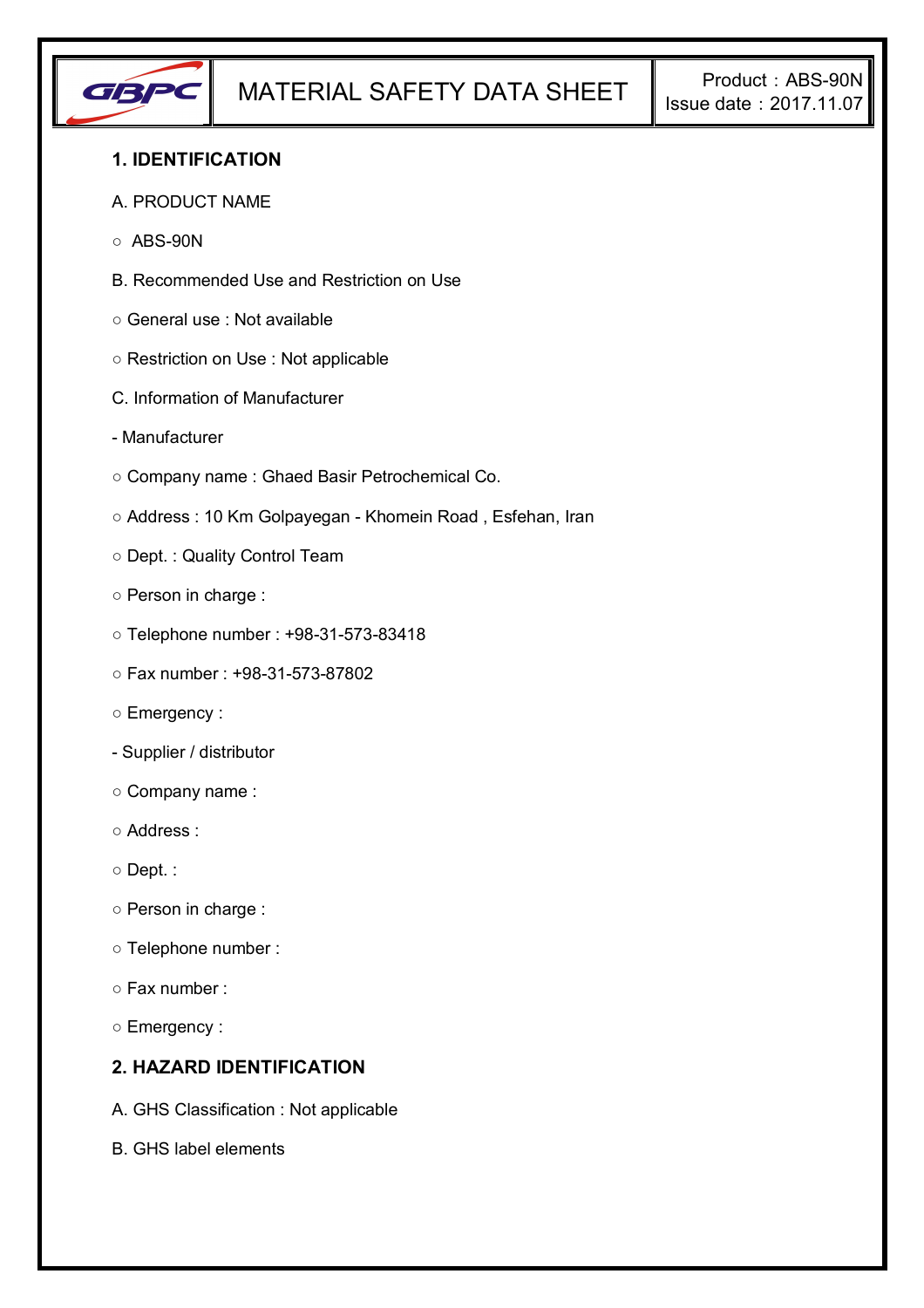# MATERIAL SAFETY DATA SHEET

Product：ABS-90N
Issue date：2017.11.07

## 1. IDENTIFICATION

A. PRODUCT NAME

○ ABS-90N

B. Recommended Use and Restriction on Use

○ General use : Not available

○ Restriction on Use : Not applicable

C. Information of Manufacturer

- Manufacturer

○ Company name : Ghaed Basir Petrochemical Co.

○ Address : 10 Km Golpayegan - Khomein Road , Esfehan, Iran

○ Dept. : Quality Control Team

○ Person in charge :

○ Telephone number : +98-31-573-83418

○ Fax number : +98-31-573-87802

○ Emergency :

- Supplier / distributor

○ Company name :

○ Address :

○ Dept. :

○ Person in charge :

○ Telephone number :

○ Fax number :

○ Emergency :

## 2. HAZARD IDENTIFICATION

A. GHS Classification : Not applicable

B. GHS label elements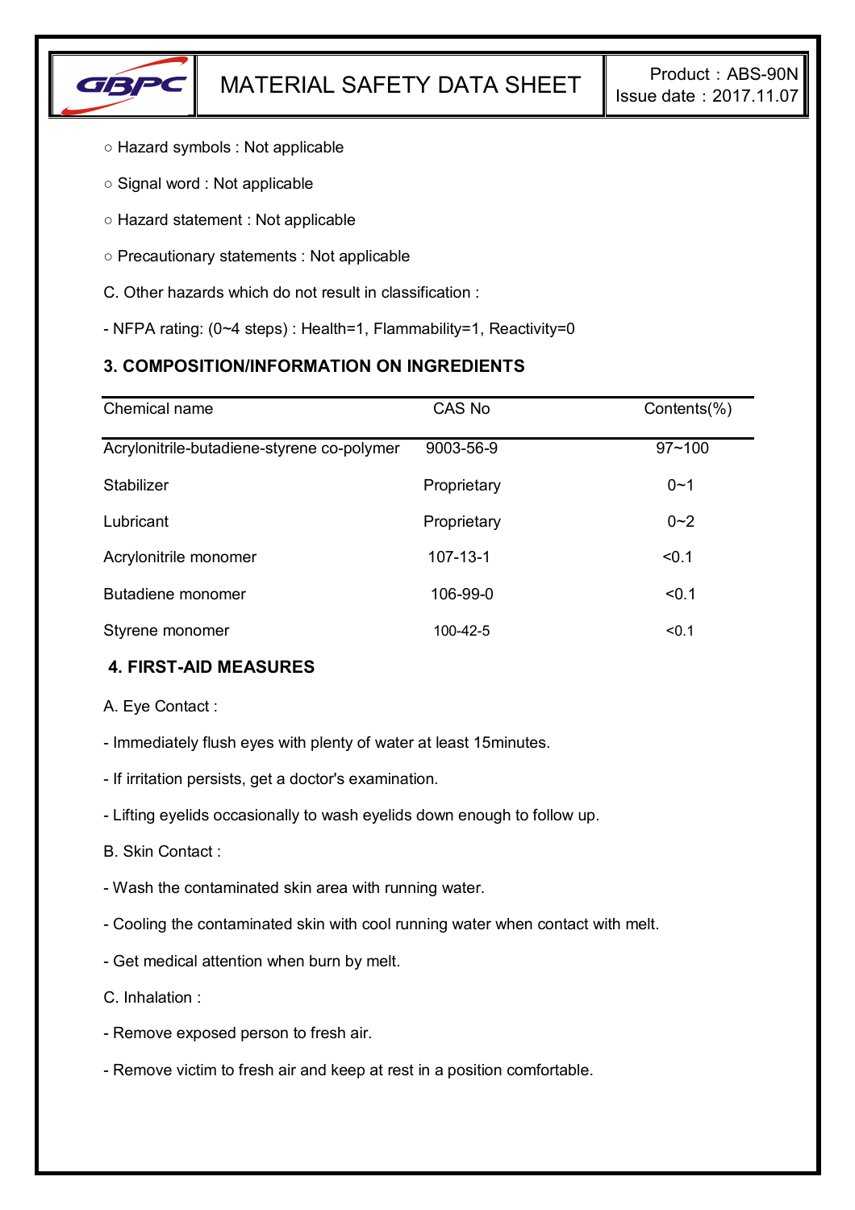○ Hazard symbols : Not applicable

○ Signal word : Not applicable

○ Hazard statement : Not applicable

○ Precautionary statements : Not applicable

C. Other hazards which do not result in classification :

- NFPA rating: (0~4 steps) : Health=1, Flammability=1, Reactivity=0

### 3. COMPOSITION/INFORMATION ON INGREDIENTS

| Chemical name | CAS No | Contents(%) |
|---|---|---|
| Acrylonitrile-butadiene-styrene co-polymer | 9003-56-9 | 97~100 |
| Stabilizer | Proprietary | 0~1 |
| Lubricant | Proprietary | 0~2 |
| Acrylonitrile monomer | 107-13-1 | <0.1 |
| Butadiene monomer | 106-99-0 | <0.1 |
| Styrene monomer | 100-42-5 | <0.1 |

### 4. FIRST-AID MEASURES

A. Eye Contact :

- Immediately flush eyes with plenty of water at least 15minutes.
- If irritation persists, get a doctor's examination.
- Lifting eyelids occasionally to wash eyelids down enough to follow up.

B. Skin Contact :

- Wash the contaminated skin area with running water.
- Cooling the contaminated skin with cool running water when contact with melt.
- Get medical attention when burn by melt.

C. Inhalation :

- Remove exposed person to fresh air.
- Remove victim to fresh air and keep at rest in a position comfortable.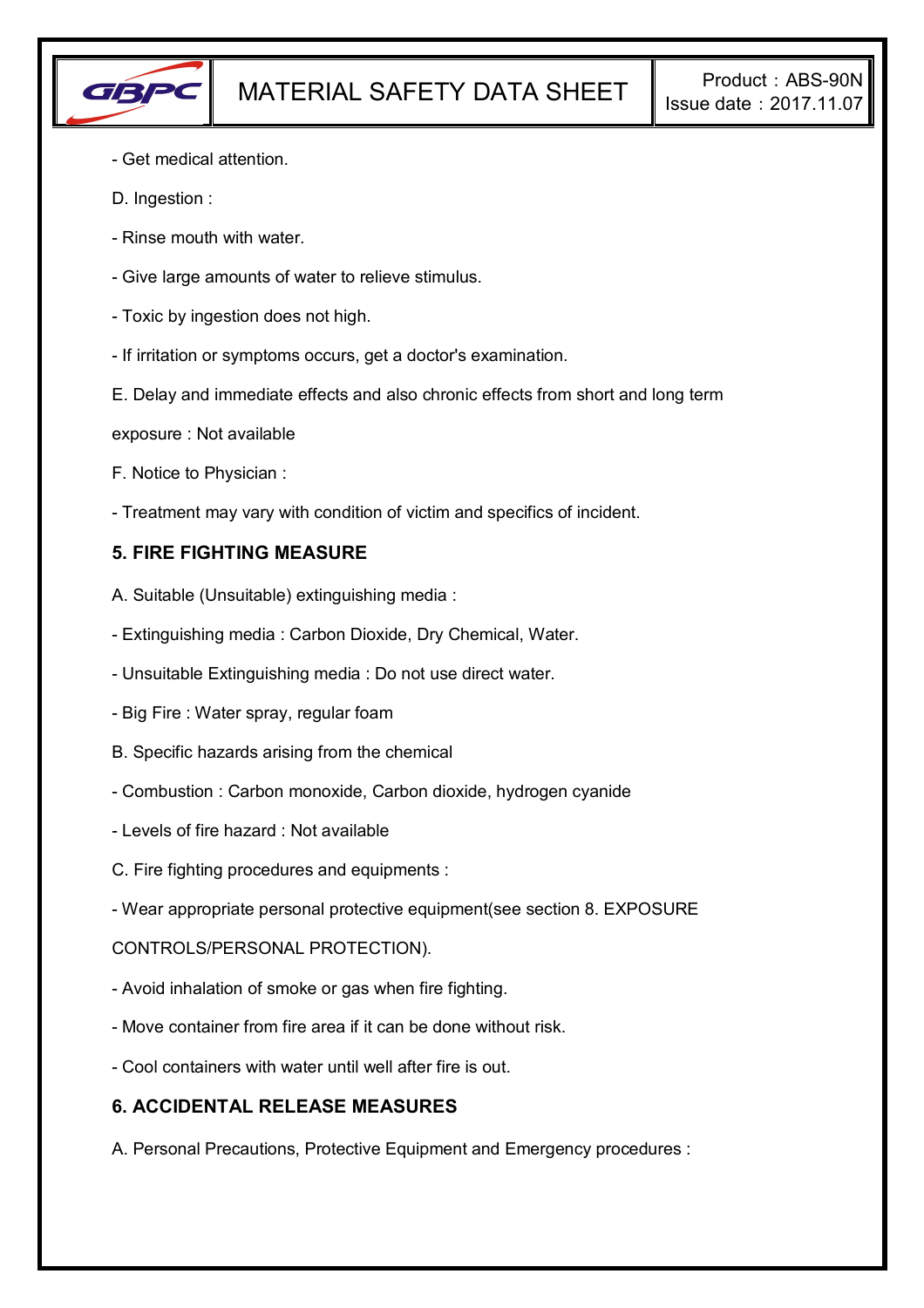- Get medical attention.

D. Ingestion :

- Rinse mouth with water.

- Give large amounts of water to relieve stimulus.

- Toxic by ingestion does not high.

- If irritation or symptoms occurs, get a doctor's examination.

E. Delay and immediate effects and also chronic effects from short and long term exposure : Not available

F. Notice to Physician :

- Treatment may vary with condition of victim and specifics of incident.

## 5. FIRE FIGHTING MEASURE

A. Suitable (Unsuitable) extinguishing media :

- Extinguishing media : Carbon Dioxide, Dry Chemical, Water.

- Unsuitable Extinguishing media : Do not use direct water.

- Big Fire : Water spray, regular foam

B. Specific hazards arising from the chemical

- Combustion : Carbon monoxide, Carbon dioxide, hydrogen cyanide

- Levels of fire hazard : Not available

C. Fire fighting procedures and equipments :

- Wear appropriate personal protective equipment(see section 8. EXPOSURE CONTROLS/PERSONAL PROTECTION).

- Avoid inhalation of smoke or gas when fire fighting.

- Move container from fire area if it can be done without risk.

- Cool containers with water until well after fire is out.

## 6. ACCIDENTAL RELEASE MEASURES

A. Personal Precautions, Protective Equipment and Emergency procedures :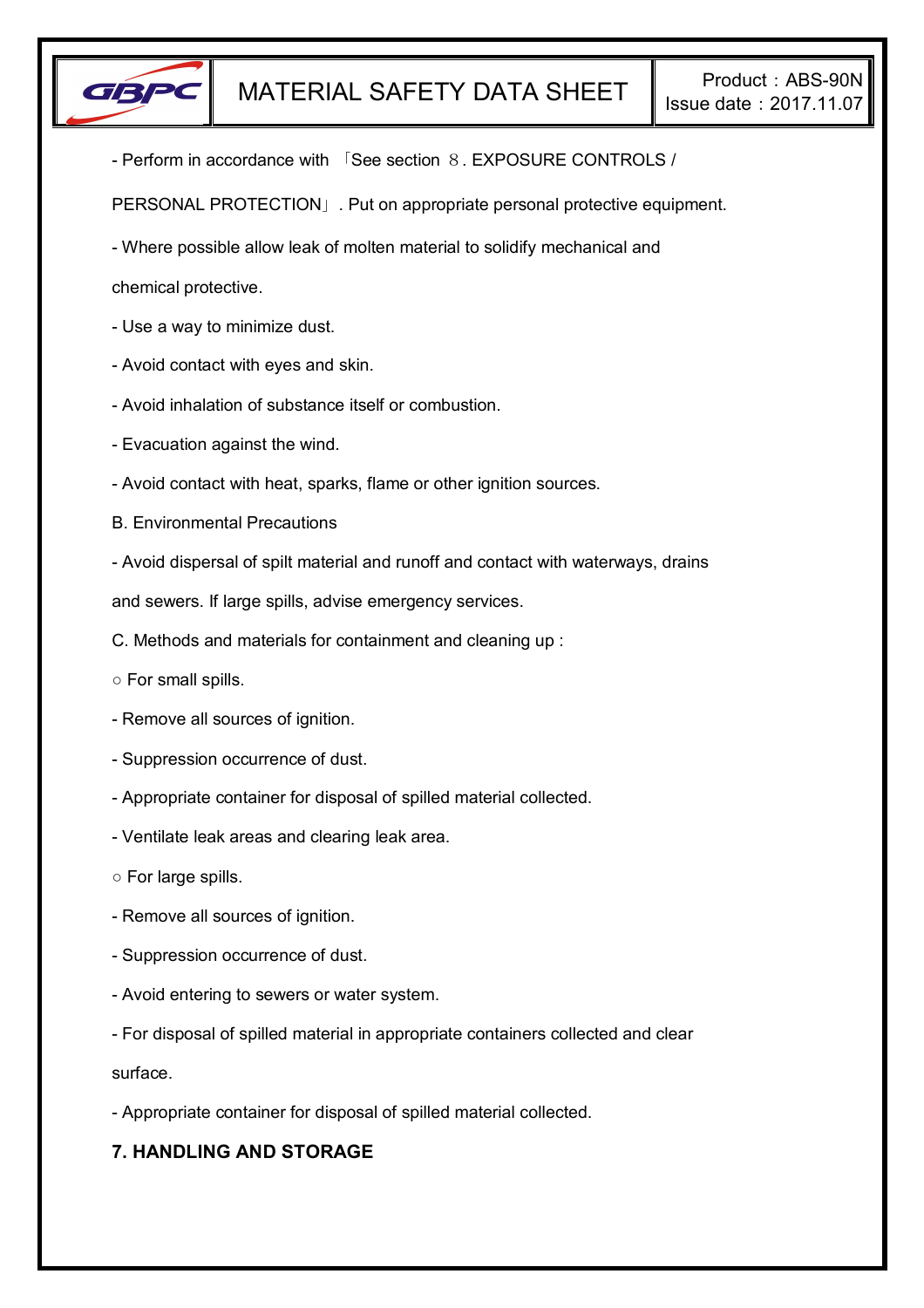- Perform in accordance with 「See section ８. EXPOSURE CONTROLS / PERSONAL PROTECTION」. Put on appropriate personal protective equipment.

- Where possible allow leak of molten material to solidify mechanical and chemical protective.

- Use a way to minimize dust.

- Avoid contact with eyes and skin.

- Avoid inhalation of substance itself or combustion.

- Evacuation against the wind.

- Avoid contact with heat, sparks, flame or other ignition sources.

B. Environmental Precautions

- Avoid dispersal of spilt material and runoff and contact with waterways, drains and sewers. If large spills, advise emergency services.

C. Methods and materials for containment and cleaning up :

○ For small spills.

- Remove all sources of ignition.

- Suppression occurrence of dust.

- Appropriate container for disposal of spilled material collected.

- Ventilate leak areas and clearing leak area.

○ For large spills.

- Remove all sources of ignition.

- Suppression occurrence of dust.

- Avoid entering to sewers or water system.

- For disposal of spilled material in appropriate containers collected and clear surface.

- Appropriate container for disposal of spilled material collected.

## 7. HANDLING AND STORAGE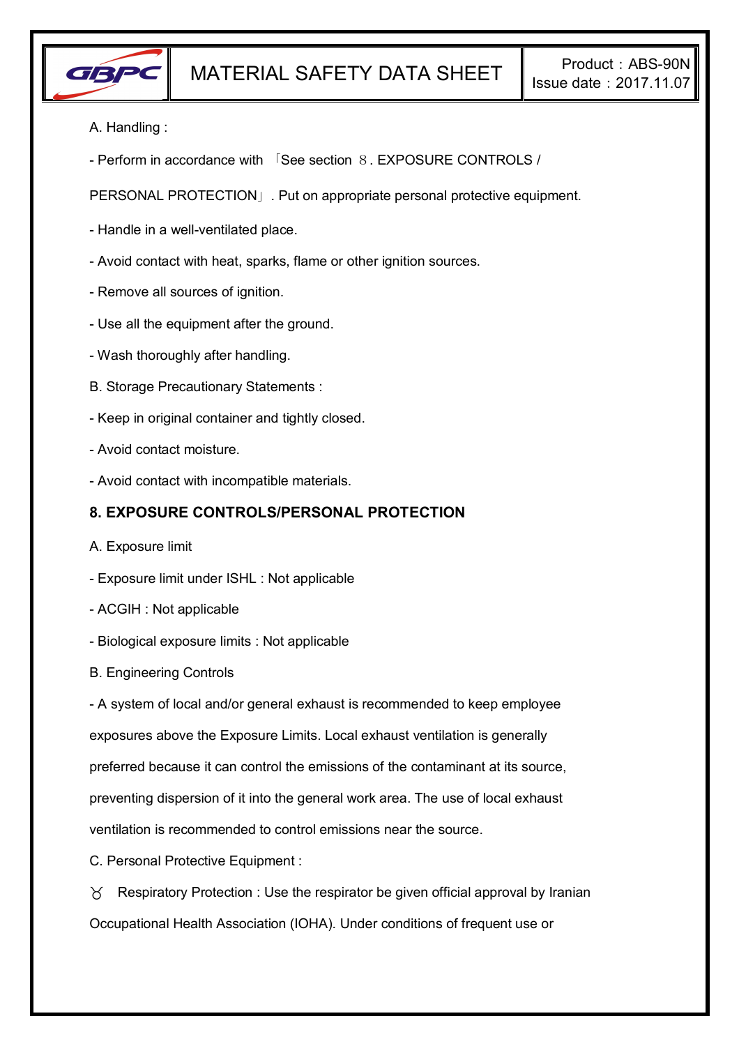A. Handling :

- Perform in accordance with 「See section ８. EXPOSURE CONTROLS / PERSONAL PROTECTION」. Put on appropriate personal protective equipment.
- Handle in a well-ventilated place.
- Avoid contact with heat, sparks, flame or other ignition sources.
- Remove all sources of ignition.
- Use all the equipment after the ground.
- Wash thoroughly after handling.

B. Storage Precautionary Statements :

- Keep in original container and tightly closed.
- Avoid contact moisture.
- Avoid contact with incompatible materials.

## 8. EXPOSURE CONTROLS/PERSONAL PROTECTION

A. Exposure limit

- Exposure limit under ISHL : Not applicable
- ACGIH : Not applicable
- Biological exposure limits : Not applicable

B. Engineering Controls

- A system of local and/or general exhaust is recommended to keep employee exposures above the Exposure Limits. Local exhaust ventilation is generally preferred because it can control the emissions of the contaminant at its source, preventing dispersion of it into the general work area. The use of local exhaust ventilation is recommended to control emissions near the source.

C. Personal Protective Equipment :

ㆍ Respiratory Protection : Use the respirator be given official approval by Iranian Occupational Health Association (IOHA). Under conditions of frequent use or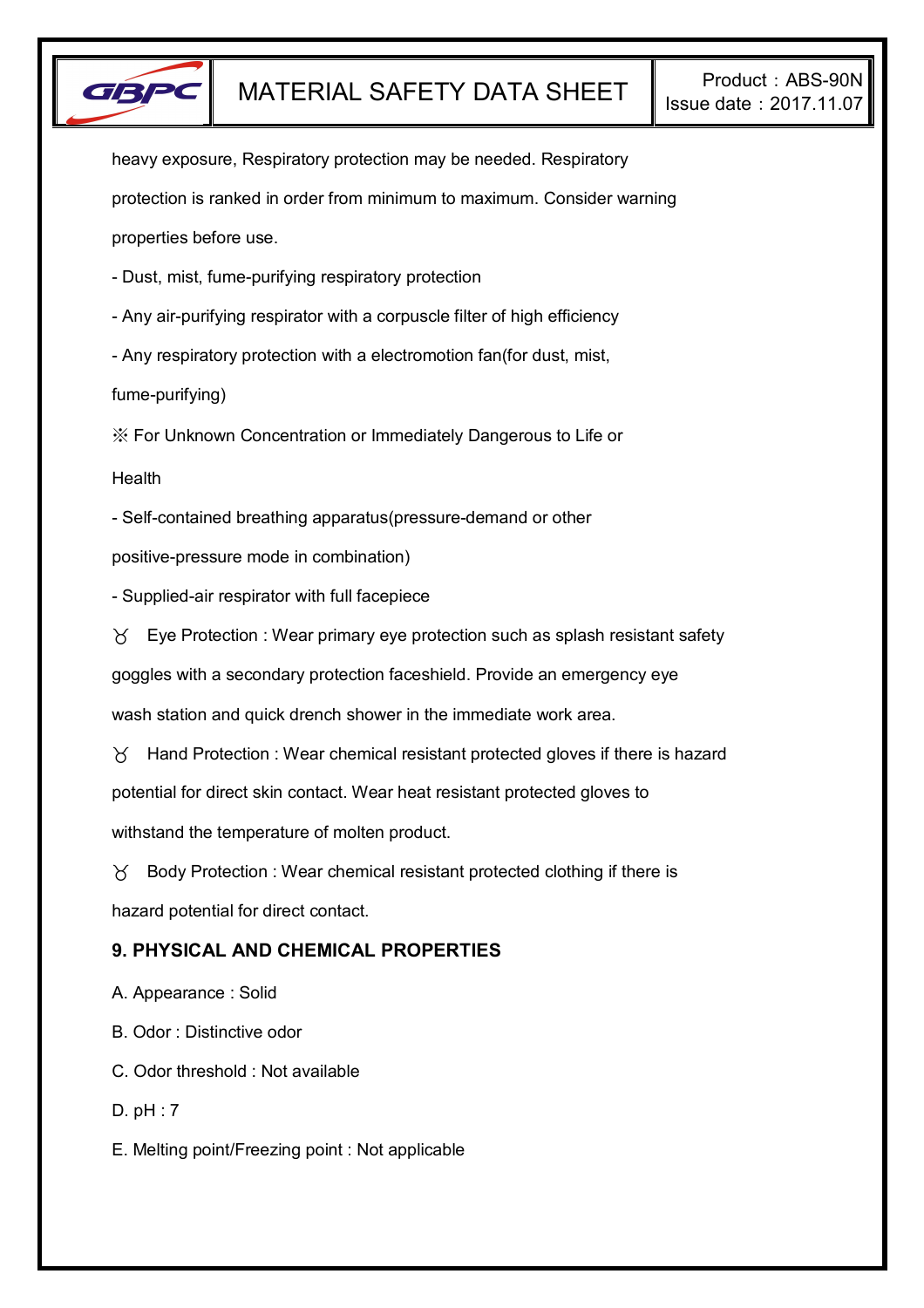heavy exposure, Respiratory protection may be needed. Respiratory protection is ranked in order from minimum to maximum. Consider warning properties before use.

- Dust, mist, fume-purifying respiratory protection
- Any air-purifying respirator with a corpuscle filter of high efficiency
- Any respiratory protection with a electromotion fan(for dust, mist, fume-purifying)

※ For Unknown Concentration or Immediately Dangerous to Life or Health

- Self-contained breathing apparatus(pressure-demand or other positive-pressure mode in combination)
- Supplied-air respirator with full facepiece

♉ Eye Protection : Wear primary eye protection such as splash resistant safety goggles with a secondary protection faceshield. Provide an emergency eye wash station and quick drench shower in the immediate work area.

♉ Hand Protection : Wear chemical resistant protected gloves if there is hazard potential for direct skin contact. Wear heat resistant protected gloves to withstand the temperature of molten product.

♉ Body Protection : Wear chemical resistant protected clothing if there is hazard potential for direct contact.

## 9. PHYSICAL AND CHEMICAL PROPERTIES

A. Appearance : Solid

B. Odor : Distinctive odor

C. Odor threshold : Not available

D. pH : 7

E. Melting point/Freezing point : Not applicable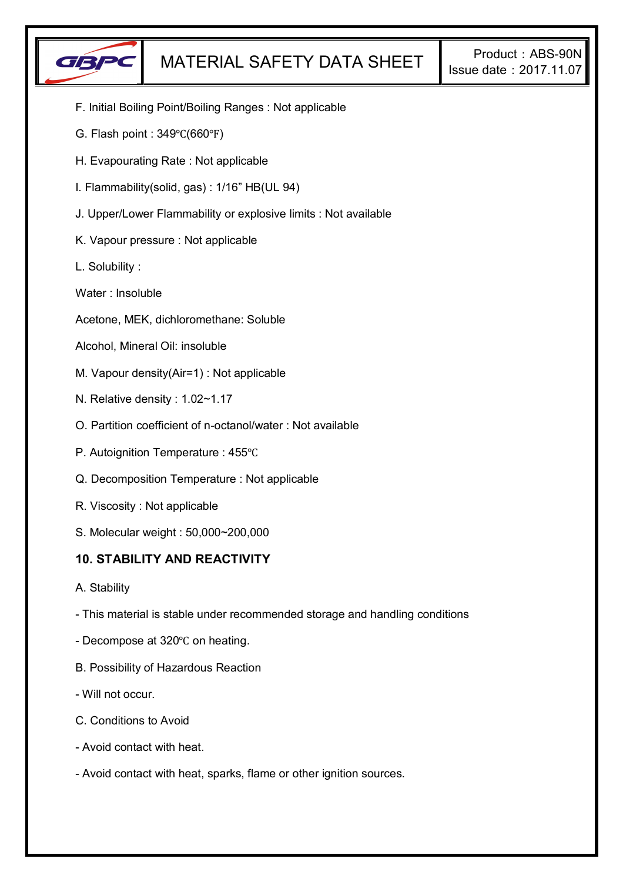F. Initial Boiling Point/Boiling Ranges : Not applicable

G. Flash point : 349℃(660℉)

H. Evapourating Rate : Not applicable

I. Flammability(solid, gas) : 1/16” HB(UL 94)

J. Upper/Lower Flammability or explosive limits : Not available

K. Vapour pressure : Not applicable

L. Solubility :

Water : Insoluble

Acetone, MEK, dichloromethane: Soluble

Alcohol, Mineral Oil: insoluble

M. Vapour density(Air=1) : Not applicable

N. Relative density : 1.02~1.17

O. Partition coefficient of n-octanol/water : Not available

P. Autoignition Temperature : 455℃

Q. Decomposition Temperature : Not applicable

R. Viscosity : Not applicable

S. Molecular weight : 50,000~200,000

## 10. STABILITY AND REACTIVITY

A. Stability

- This material is stable under recommended storage and handling conditions
- Decompose at 320℃ on heating.

B. Possibility of Hazardous Reaction

- Will not occur.

C. Conditions to Avoid

- Avoid contact with heat.
- Avoid contact with heat, sparks, flame or other ignition sources.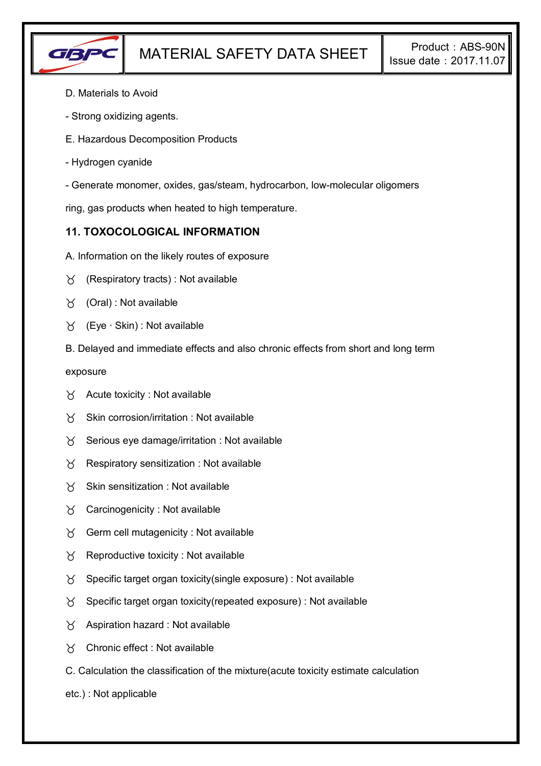D. Materials to Avoid

- Strong oxidizing agents.

E. Hazardous Decomposition Products

- Hydrogen cyanide

- Generate monomer, oxides, gas/steam, hydrocarbon, low-molecular oligomers

ring, gas products when heated to high temperature.

### 11. TOXOCOLOGICAL INFORMATION

A. Information on the likely routes of exposure

ㆁ (Respiratory tracts) : Not available

ㆁ (Oral) : Not available

ㆁ (Eye · Skin) : Not available

B. Delayed and immediate effects and also chronic effects from short and long term exposure

ㆁ Acute toxicity : Not available

ㆁ Skin corrosion/irritation : Not available

ㆁ Serious eye damage/irritation : Not available

ㆁ Respiratory sensitization : Not available

ㆁ Skin sensitization : Not available

ㆁ Carcinogenicity : Not available

ㆁ Germ cell mutagenicity : Not available

ㆁ Reproductive toxicity : Not available

ㆁ Specific target organ toxicity(single exposure) : Not available

ㆁ Specific target organ toxicity(repeated exposure) : Not available

ㆁ Aspiration hazard : Not available

ㆁ Chronic effect : Not available

C. Calculation the classification of the mixture(acute toxicity estimate calculation etc.) : Not applicable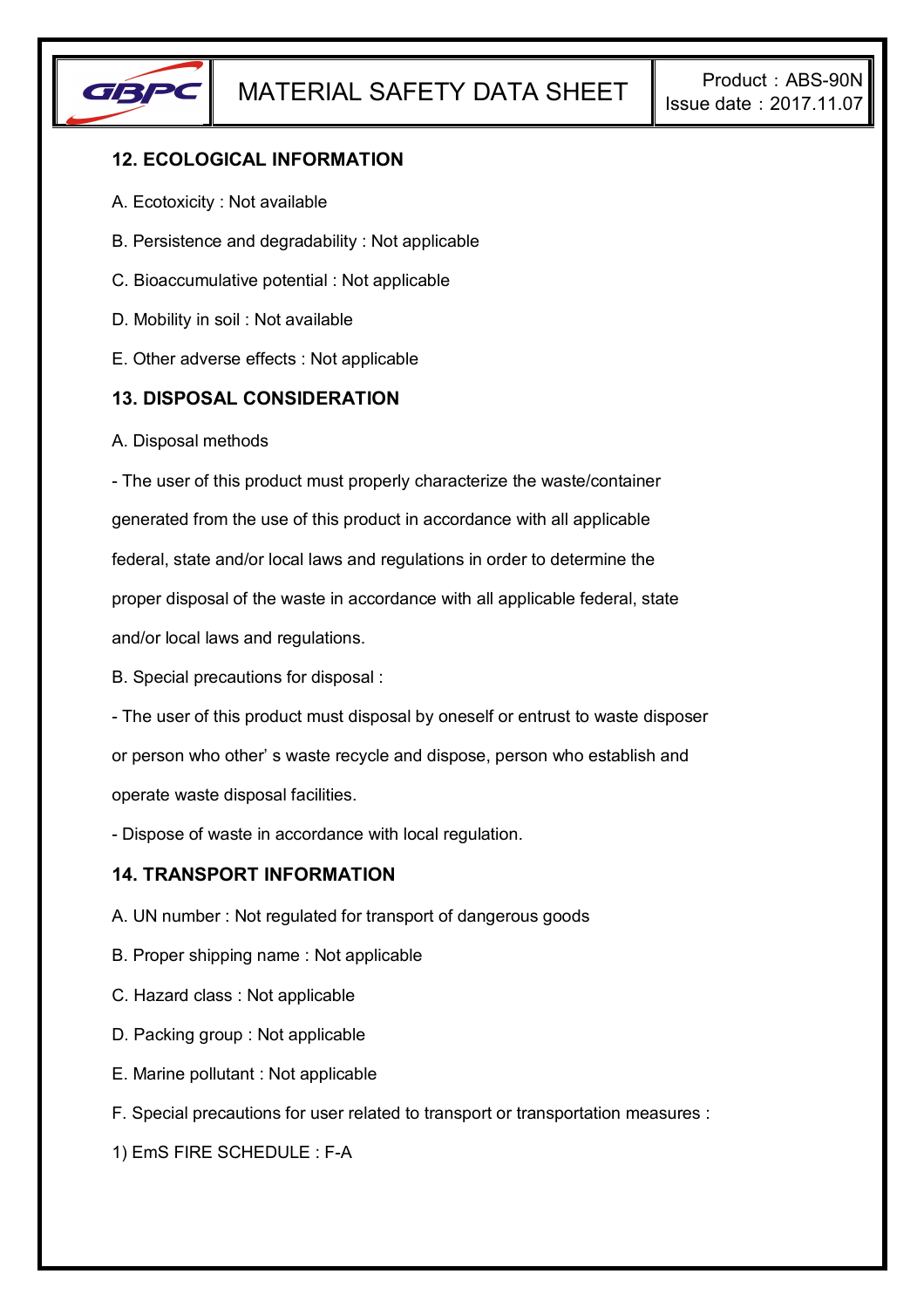## 12. ECOLOGICAL INFORMATION

A. Ecotoxicity : Not available

B. Persistence and degradability : Not applicable

C. Bioaccumulative potential : Not applicable

D. Mobility in soil : Not available

E. Other adverse effects : Not applicable

## 13. DISPOSAL CONSIDERATION

A. Disposal methods

- The user of this product must properly characterize the waste/container generated from the use of this product in accordance with all applicable federal, state and/or local laws and regulations in order to determine the proper disposal of the waste in accordance with all applicable federal, state and/or local laws and regulations.

B. Special precautions for disposal :

- The user of this product must disposal by oneself or entrust to waste disposer or person who other' s waste recycle and dispose, person who establish and operate waste disposal facilities.
- Dispose of waste in accordance with local regulation.

## 14. TRANSPORT INFORMATION

A. UN number : Not regulated for transport of dangerous goods

B. Proper shipping name : Not applicable

C. Hazard class : Not applicable

D. Packing group : Not applicable

E. Marine pollutant : Not applicable

F. Special precautions for user related to transport or transportation measures :

1) EmS FIRE SCHEDULE : F-A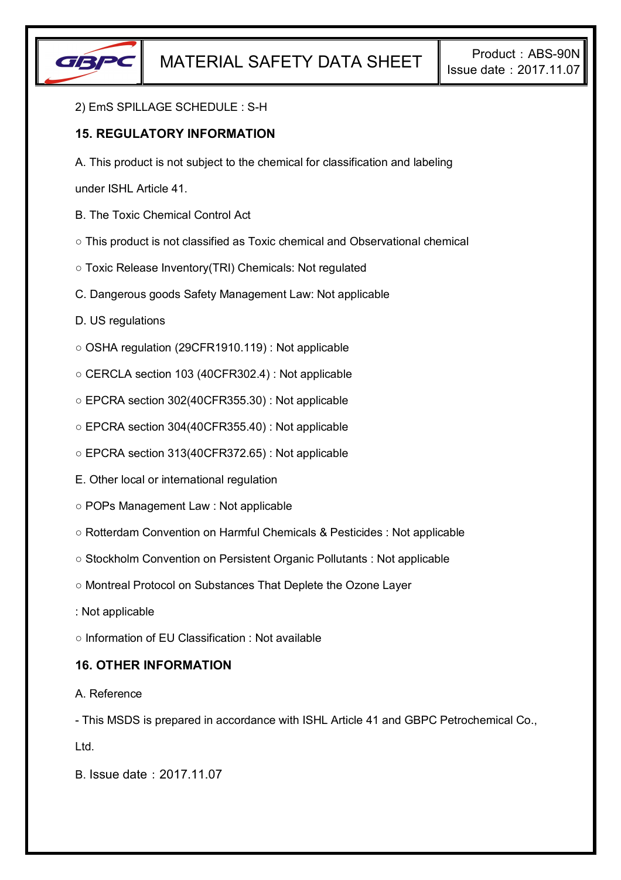2) EmS SPILLAGE SCHEDULE : S-H

## 15. REGULATORY INFORMATION

A. This product is not subject to the chemical for classification and labeling under ISHL Article 41.

B. The Toxic Chemical Control Act

○ This product is not classified as Toxic chemical and Observational chemical

○ Toxic Release Inventory(TRI) Chemicals: Not regulated

C. Dangerous goods Safety Management Law: Not applicable

D. US regulations

○ OSHA regulation (29CFR1910.119) : Not applicable

○ CERCLA section 103 (40CFR302.4) : Not applicable

○ EPCRA section 302(40CFR355.30) : Not applicable

○ EPCRA section 304(40CFR355.40) : Not applicable

○ EPCRA section 313(40CFR372.65) : Not applicable

E. Other local or international regulation

○ POPs Management Law : Not applicable

○ Rotterdam Convention on Harmful Chemicals & Pesticides : Not applicable

○ Stockholm Convention on Persistent Organic Pollutants : Not applicable

○ Montreal Protocol on Substances That Deplete the Ozone Layer : Not applicable

○ Information of EU Classification : Not available

## 16. OTHER INFORMATION

A. Reference

- This MSDS is prepared in accordance with ISHL Article 41 and GBPC Petrochemical Co., Ltd.

B. Issue date：2017.11.07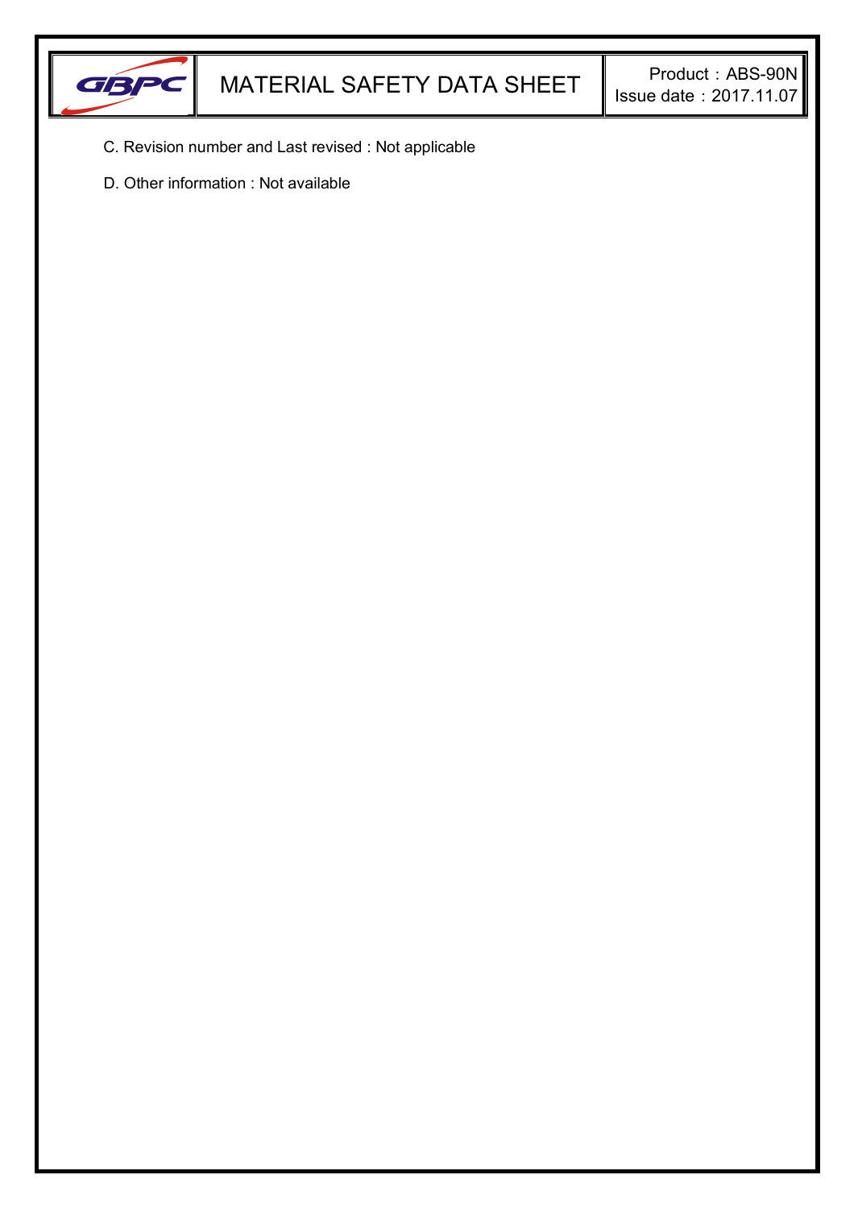C. Revision number and Last revised : Not applicable

D. Other information : Not available